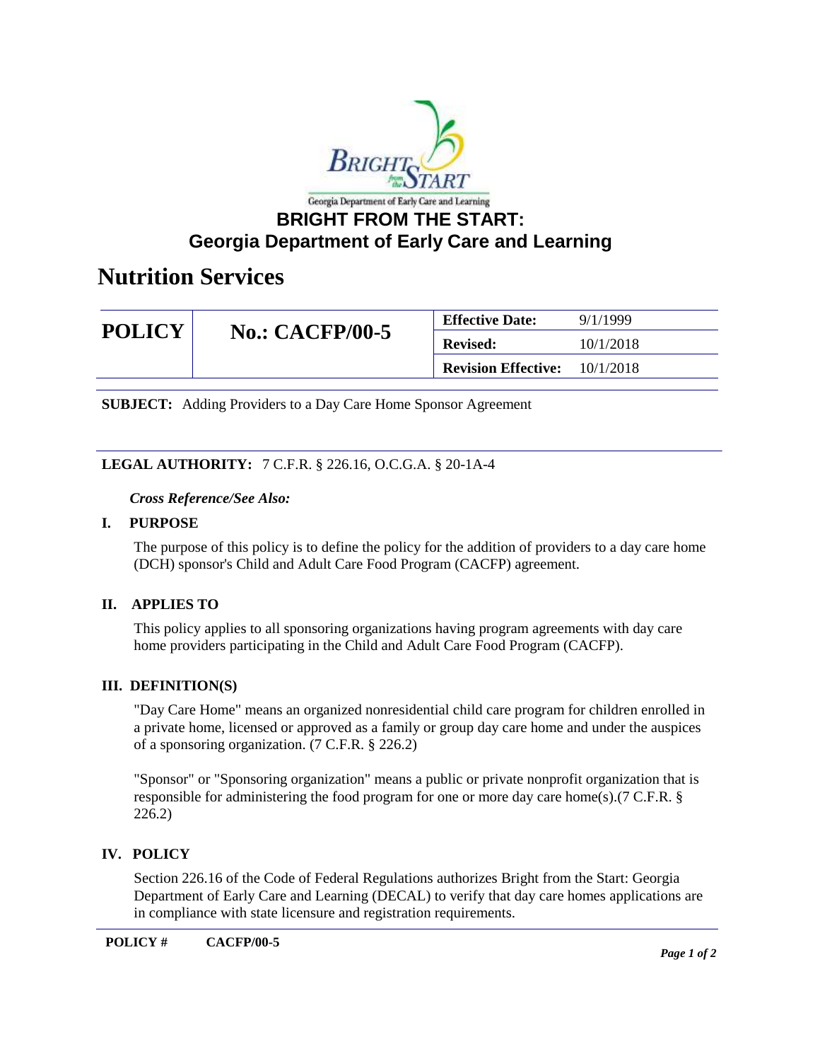Georgia Department of Early Care and Learning

# BRIGHT FROM THE START: Georgia Department of Early Care and Learning

# Nutrition Services

| POLICY | No.: CACFP/00-5 | Effective Date: | 9/1/1999 |
| --- | --- | --- | --- |
| | | Revised: | 10/1/2018 |
| | | Revision Effective: | 10/1/2018 |

**SUBJECT:** Adding Providers to a Day Care Home Sponsor Agreement

**LEGAL AUTHORITY:** 7 C.F.R. § 226.16, O.C.G.A. § 20-1A-4

***Cross Reference/See Also:***

## I. PURPOSE

The purpose of this policy is to define the policy for the addition of providers to a day care home (DCH) sponsor's Child and Adult Care Food Program (CACFP) agreement.

## II. APPLIES TO

This policy applies to all sponsoring organizations having program agreements with day care home providers participating in the Child and Adult Care Food Program (CACFP).

## III. DEFINITION(S)

"Day Care Home" means an organized nonresidential child care program for children enrolled in a private home, licensed or approved as a family or group day care home and under the auspices of a sponsoring organization. (7 C.F.R. § 226.2)

"Sponsor" or "Sponsoring organization" means a public or private nonprofit organization that is responsible for administering the food program for one or more day care home(s).(7 C.F.R. § 226.2)

## IV. POLICY

Section 226.16 of the Code of Federal Regulations authorizes Bright from the Start: Georgia Department of Early Care and Learning (DECAL) to verify that day care homes applications are in compliance with state licensure and registration requirements.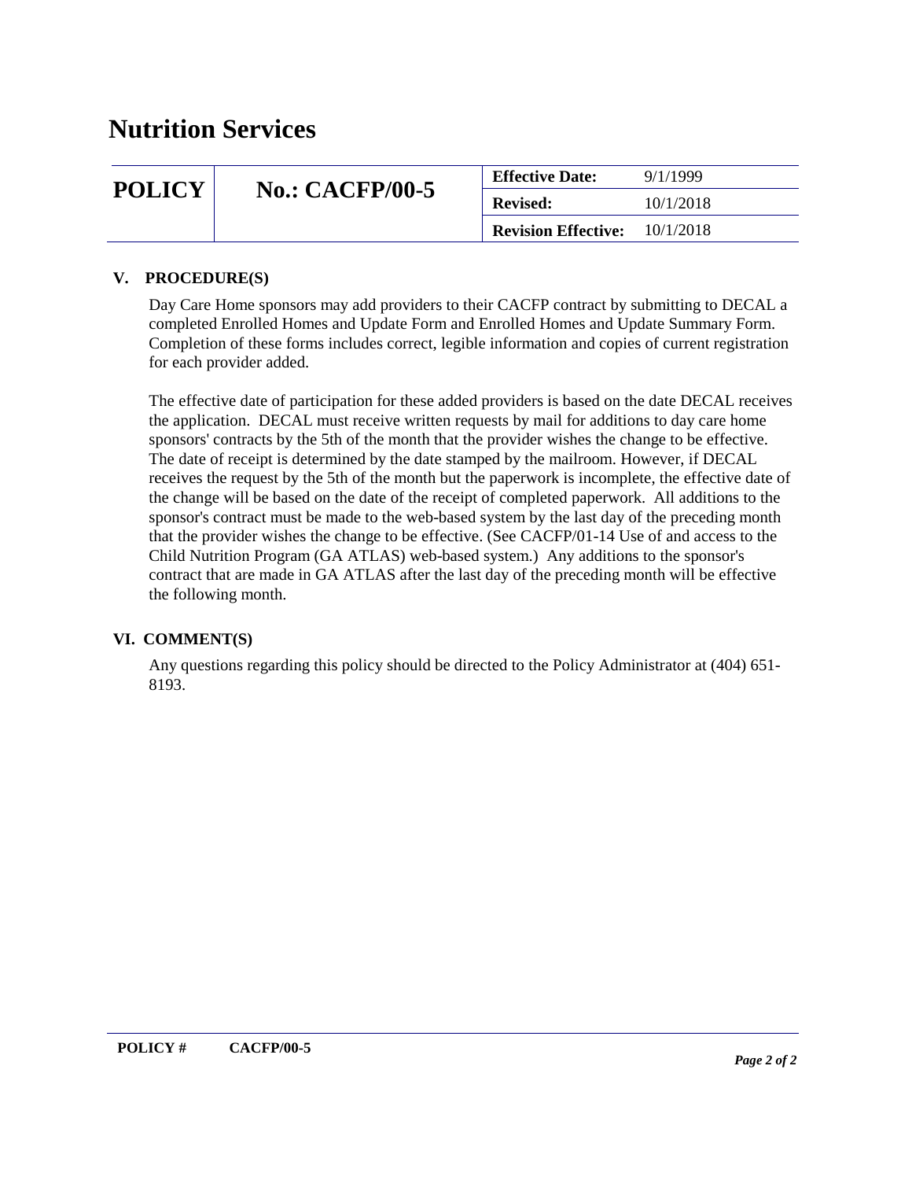# Nutrition Services

| POLICY | No.: CACFP/00-5 | Effective Date: | 9/1/1999 |
| --- | --- | --- | --- |
| | | Revised: | 10/1/2018 |
| | | Revision Effective: | 10/1/2018 |

## V. PROCEDURE(S)

Day Care Home sponsors may add providers to their CACFP contract by submitting to DECAL a completed Enrolled Homes and Update Form and Enrolled Homes and Update Summary Form. Completion of these forms includes correct, legible information and copies of current registration for each provider added.

The effective date of participation for these added providers is based on the date DECAL receives the application. DECAL must receive written requests by mail for additions to day care home sponsors' contracts by the 5th of the month that the provider wishes the change to be effective. The date of receipt is determined by the date stamped by the mailroom. However, if DECAL receives the request by the 5th of the month but the paperwork is incomplete, the effective date of the change will be based on the date of the receipt of completed paperwork. All additions to the sponsor's contract must be made to the web-based system by the last day of the preceding month that the provider wishes the change to be effective. (See CACFP/01-14 Use of and access to the Child Nutrition Program (GA ATLAS) web-based system.) Any additions to the sponsor's contract that are made in GA ATLAS after the last day of the preceding month will be effective the following month.

## VI. COMMENT(S)

Any questions regarding this policy should be directed to the Policy Administrator at (404) 651-8193.